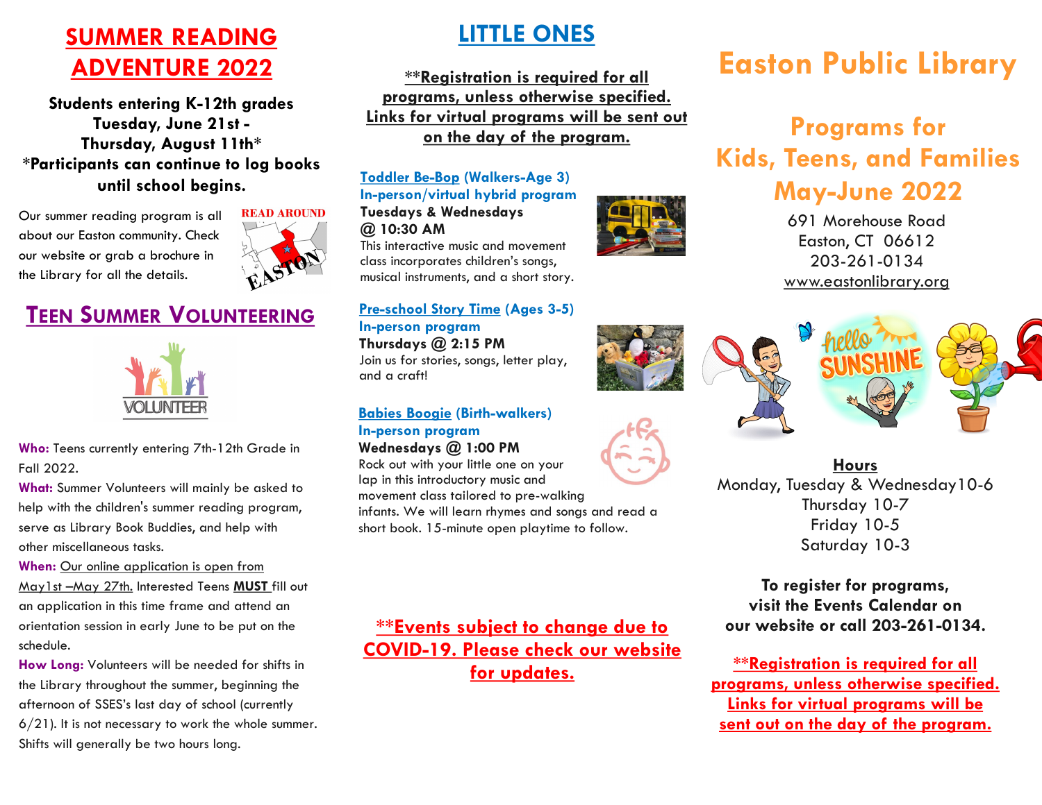# SUMMER READING ADVENTURE 2022

**Students entering K-12th grades**
**Tuesday, June 21st - Thursday, August 11th***
***Participants can continue to log books until school begins.**

Our summer reading program is all about our Easton community. Check our website or grab a brochure in the Library for all the details.

## TEEN SUMMER VOLUNTEERING

**Who:** Teens currently entering 7th-12th Grade in Fall 2022.

**What:** Summer Volunteers will mainly be asked to help with the children's summer reading program, serve as Library Book Buddies, and help with other miscellaneous tasks.

**When:** Our online application is open from May1st –May 27th. Interested Teens **MUST** fill out an application in this time frame and attend an orientation session in early June to be put on the schedule.

**How Long:** Volunteers will be needed for shifts in the Library throughout the summer, beginning the afternoon of SSES's last day of school (currently 6/21). It is not necessary to work the whole summer. Shifts will generally be two hours long.

## LITTLE ONES

**\*\*Registration is required for all programs, unless otherwise specified. Links for virtual programs will be sent out on the day of the program.**

**Toddler Be-Bop (Walkers-Age 3)**
**In-person/virtual hybrid program**
**Tuesdays & Wednesdays @ 10:30 AM**
This interactive music and movement class incorporates children's songs, musical instruments, and a short story.

**Pre-school Story Time (Ages 3-5)**
**In-person program**
**Thursdays @ 2:15 PM**
Join us for stories, songs, letter play, and a craft!

**Babies Boogie (Birth-walkers)**
**In-person program**
**Wednesdays @ 1:00 PM**
Rock out with your little one on your lap in this introductory music and movement class tailored to pre-walking infants. We will learn rhymes and songs and read a short book. 15-minute open playtime to follow.

**\*\*Events subject to change due to COVID-19. Please check our website for updates.**

# Easton Public Library

## Programs for Kids, Teens, and Families May-June 2022

691 Morehouse Road
Easton, CT 06612
203-261-0134
www.eastonlibrary.org

**Hours**
Monday, Tuesday & Wednesday10-6
Thursday 10-7
Friday 10-5
Saturday 10-3

**To register for programs, visit the Events Calendar on our website or call 203-261-0134.**

**\*\*Registration is required for all programs, unless otherwise specified. Links for virtual programs will be sent out on the day of the program.**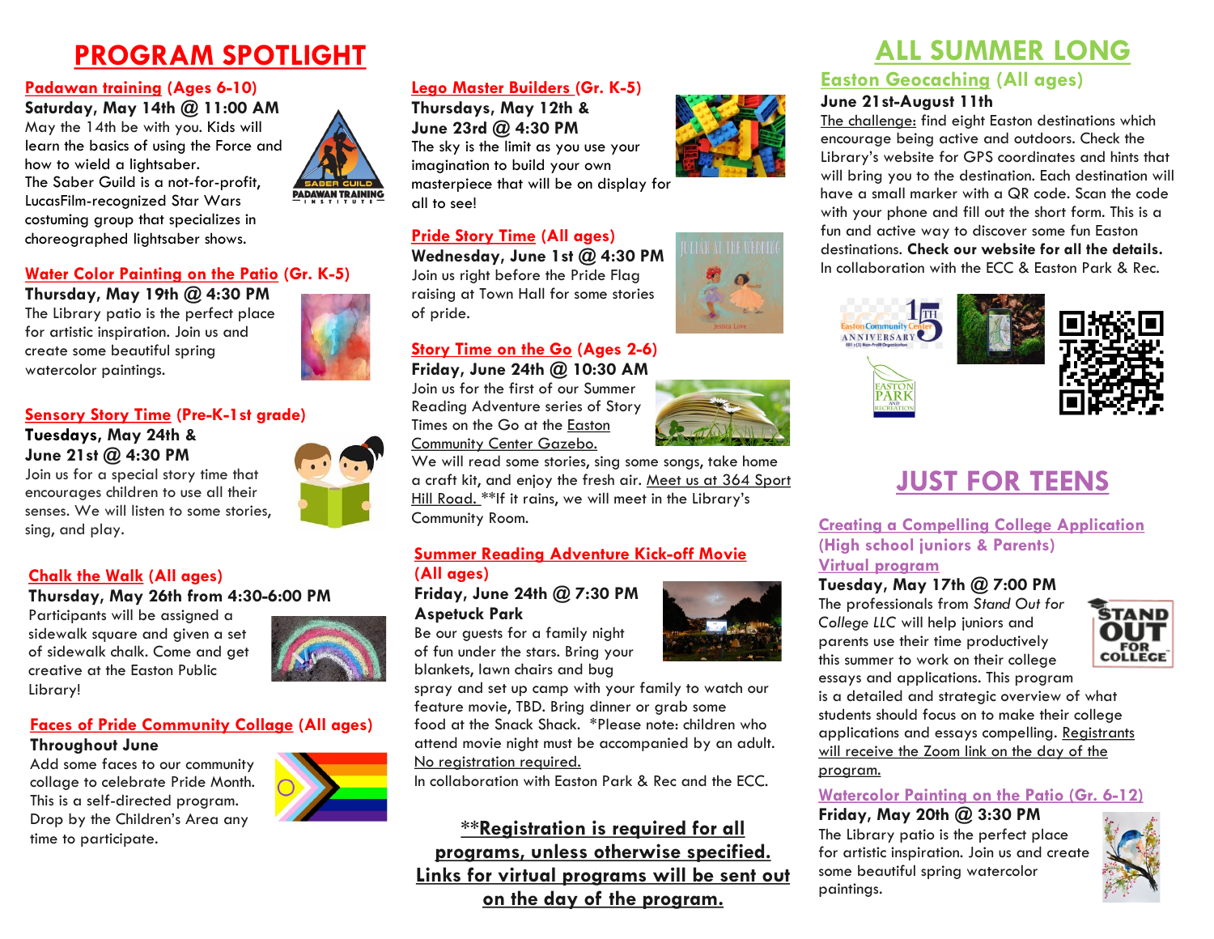# PROGRAM SPOTLIGHT

## Padawan training (Ages 6-10)

**Saturday, May 14th @ 11:00 AM**

May the 14th be with you. Kids will learn the basics of using the Force and how to wield a lightsaber.
The Saber Guild is a not-for-profit, LucasFilm-recognized Star Wars costuming group that specializes in choreographed lightsaber shows.

## Water Color Painting on the Patio (Gr. K-5)

**Thursday, May 19th @ 4:30 PM**

The Library patio is the perfect place for artistic inspiration. Join us and create some beautiful spring watercolor paintings.

## Sensory Story Time (Pre-K-1st grade)

**Tuesdays, May 24th & June 21st @ 4:30 PM**

Join us for a special story time that encourages children to use all their senses. We will listen to some stories, sing, and play.

## Chalk the Walk (All ages)

**Thursday, May 26th from 4:30-6:00 PM**

Participants will be assigned a sidewalk square and given a set of sidewalk chalk. Come and get creative at the Easton Public Library!

## Faces of Pride Community Collage (All ages)

**Throughout June**

Add some faces to our community collage to celebrate Pride Month. This is a self-directed program. Drop by the Children's Area any time to participate.

## Lego Master Builders (Gr. K-5)

**Thursdays, May 12th & June 23rd @ 4:30 PM**

The sky is the limit as you use your imagination to build your own masterpiece that will be on display for all to see!

## Pride Story Time (All ages)

**Wednesday, June 1st @ 4:30 PM**

Join us right before the Pride Flag raising at Town Hall for some stories of pride.

## Story Time on the Go (Ages 2-6)

**Friday, June 24th @ 10:30 AM**

Join us for the first of our Summer Reading Adventure series of Story Times on the Go at the Easton Community Center Gazebo.
We will read some stories, sing some songs, take home a craft kit, and enjoy the fresh air. Meet us at 364 Sport Hill Road. **If it rains, we will meet in the Library's Community Room.

## Summer Reading Adventure Kick-off Movie (All ages)

**Friday, June 24th @ 7:30 PM**
**Aspetuck Park**

Be our guests for a family night of fun under the stars. Bring your blankets, lawn chairs and bug spray and set up camp with your family to watch our feature movie, TBD. Bring dinner or grab some food at the Snack Shack. *Please note: children who attend movie night must be accompanied by an adult. No registration required.
In collaboration with Easton Park & Rec and the ECC.

**\*\*Registration is required for all programs, unless otherwise specified. Links for virtual programs will be sent out on the day of the program.**

# ALL SUMMER LONG

## Easton Geocaching (All ages)

**June 21st-August 11th**

The challenge: find eight Easton destinations which encourage being active and outdoors. Check the Library's website for GPS coordinates and hints that will bring you to the destination. Each destination will have a small marker with a QR code. Scan the code with your phone and fill out the short form. This is a fun and active way to discover some fun Easton destinations. **Check our website for all the details.**
In collaboration with the ECC & Easton Park & Rec.

# JUST FOR TEENS

## Creating a Compelling College Application (High school juniors & Parents) Virtual program

**Tuesday, May 17th @ 7:00 PM**

The professionals from *Stand Out for College LLC* will help juniors and parents use their time productively this summer to work on their college essays and applications. This program is a detailed and strategic overview of what students should focus on to make their college applications and essays compelling. Registrants will receive the Zoom link on the day of the program.

## Watercolor Painting on the Patio (Gr. 6-12)

**Friday, May 20th @ 3:30 PM**

The Library patio is the perfect place for artistic inspiration. Join us and create some beautiful spring watercolor paintings.